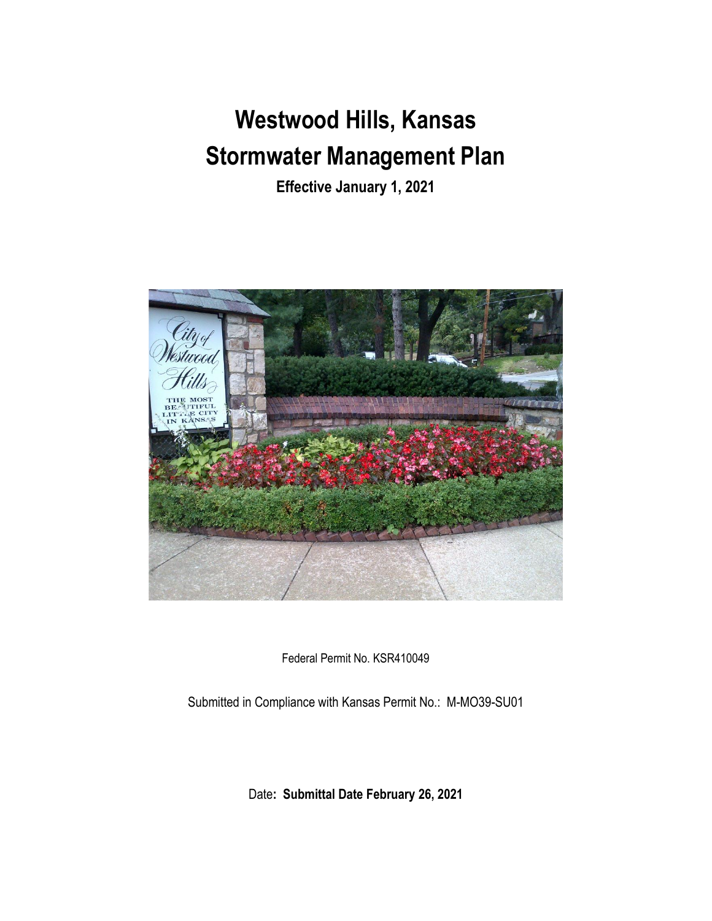# Westwood Hills, Kansas
# Stormwater Management Plan

**Effective January 1, 2021**

Federal Permit No. KSR410049

Submitted in Compliance with Kansas Permit No.: M-MO39-SU01

Date**: Submittal Date February 26, 2021**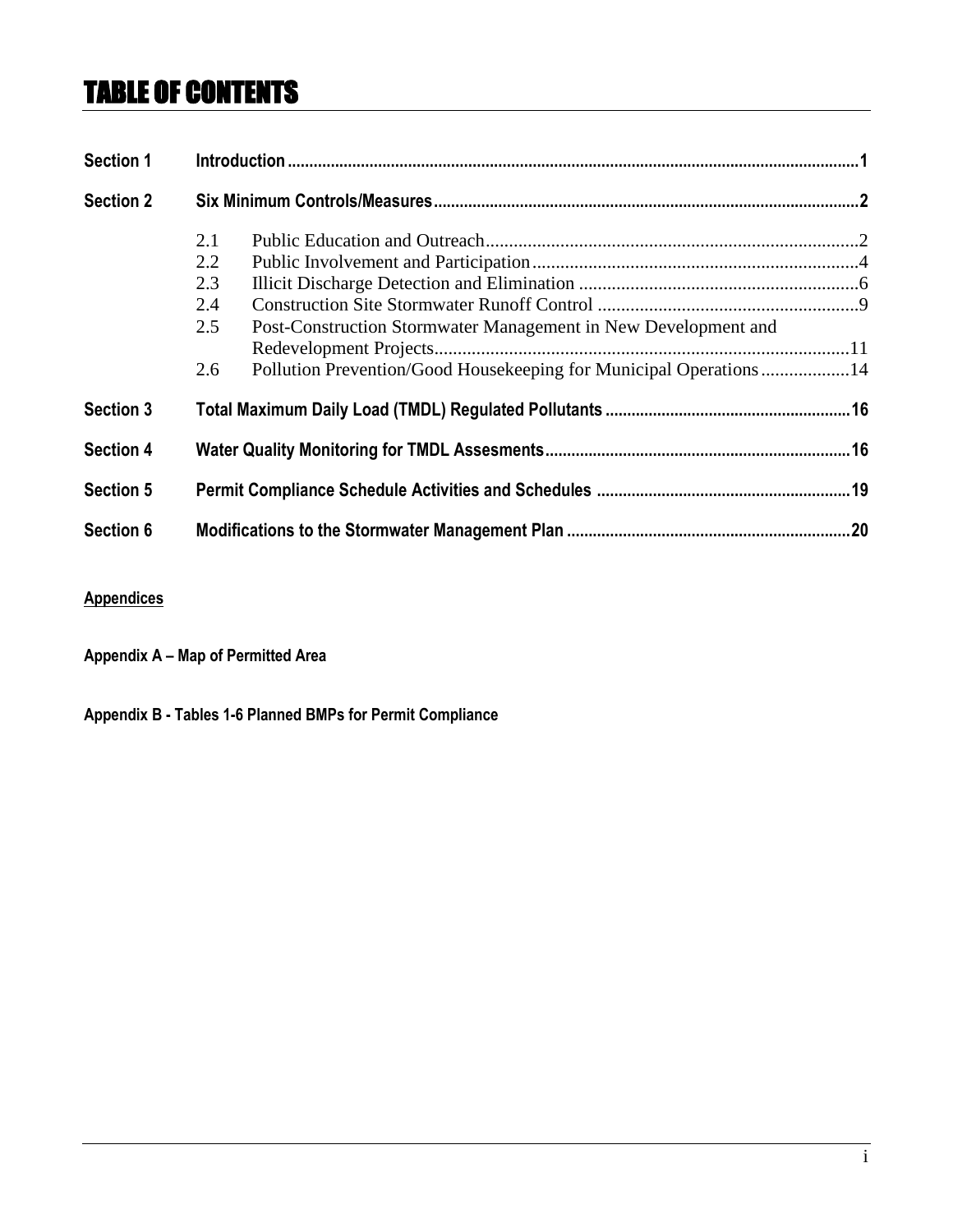# TABLE OF CONTENTS

| | | |
|---|---|---|
| **Section 1** | **Introduction** | **1** |
| **Section 2** | **Six Minimum Controls/Measures** | **2** |
| | 2.1 Public Education and Outreach | 2 |
| | 2.2 Public Involvement and Participation | 4 |
| | 2.3 Illicit Discharge Detection and Elimination | 6 |
| | 2.4 Construction Site Stormwater Runoff Control | 9 |
| | 2.5 Post-Construction Stormwater Management in New Development and Redevelopment Projects | 11 |
| | 2.6 Pollution Prevention/Good Housekeeping for Municipal Operations | 14 |
| **Section 3** | **Total Maximum Daily Load (TMDL) Regulated Pollutants** | **16** |
| **Section 4** | **Water Quality Monitoring for TMDL Assesments** | **16** |
| **Section 5** | **Permit Compliance Schedule Activities and Schedules** | **19** |
| **Section 6** | **Modifications to the Stormwater Management Plan** | **20** |

**Appendices**

**Appendix A – Map of Permitted Area**

**Appendix B - Tables 1-6 Planned BMPs for Permit Compliance**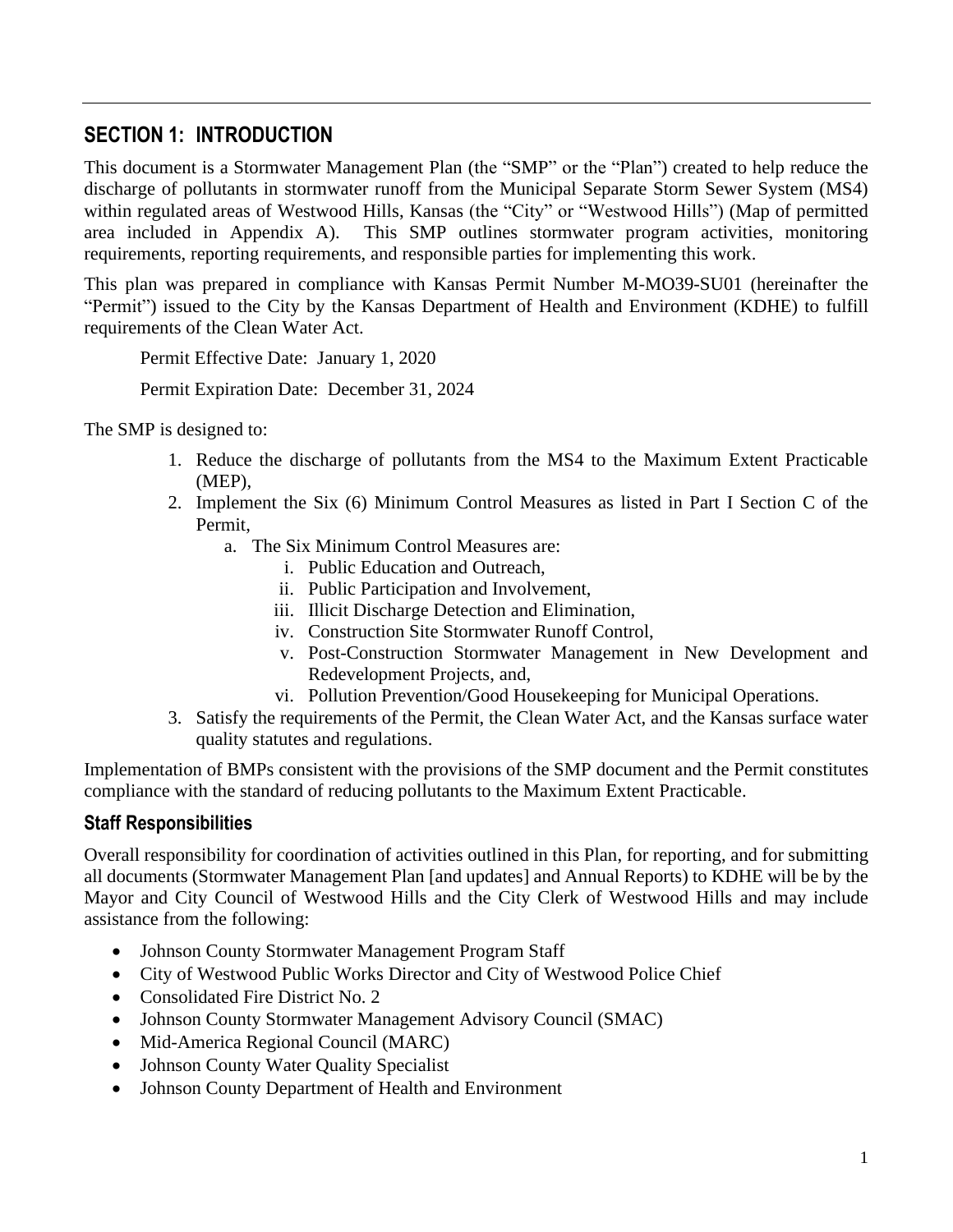## SECTION 1: INTRODUCTION

This document is a Stormwater Management Plan (the "SMP" or the "Plan") created to help reduce the discharge of pollutants in stormwater runoff from the Municipal Separate Storm Sewer System (MS4) within regulated areas of Westwood Hills, Kansas (the "City" or "Westwood Hills") (Map of permitted area included in Appendix A). This SMP outlines stormwater program activities, monitoring requirements, reporting requirements, and responsible parties for implementing this work.

This plan was prepared in compliance with Kansas Permit Number M-MO39-SU01 (hereinafter the "Permit") issued to the City by the Kansas Department of Health and Environment (KDHE) to fulfill requirements of the Clean Water Act.

Permit Effective Date: January 1, 2020

Permit Expiration Date: December 31, 2024

The SMP is designed to:

1. Reduce the discharge of pollutants from the MS4 to the Maximum Extent Practicable (MEP),
2. Implement the Six (6) Minimum Control Measures as listed in Part I Section C of the Permit,
    a. The Six Minimum Control Measures are:
        i. Public Education and Outreach,
        ii. Public Participation and Involvement,
        iii. Illicit Discharge Detection and Elimination,
        iv. Construction Site Stormwater Runoff Control,
        v. Post-Construction Stormwater Management in New Development and Redevelopment Projects, and,
        vi. Pollution Prevention/Good Housekeeping for Municipal Operations.
3. Satisfy the requirements of the Permit, the Clean Water Act, and the Kansas surface water quality statutes and regulations.

Implementation of BMPs consistent with the provisions of the SMP document and the Permit constitutes compliance with the standard of reducing pollutants to the Maximum Extent Practicable.

### Staff Responsibilities

Overall responsibility for coordination of activities outlined in this Plan, for reporting, and for submitting all documents (Stormwater Management Plan [and updates] and Annual Reports) to KDHE will be by the Mayor and City Council of Westwood Hills and the City Clerk of Westwood Hills and may include assistance from the following:

- Johnson County Stormwater Management Program Staff
- City of Westwood Public Works Director and City of Westwood Police Chief
- Consolidated Fire District No. 2
- Johnson County Stormwater Management Advisory Council (SMAC)
- Mid-America Regional Council (MARC)
- Johnson County Water Quality Specialist
- Johnson County Department of Health and Environment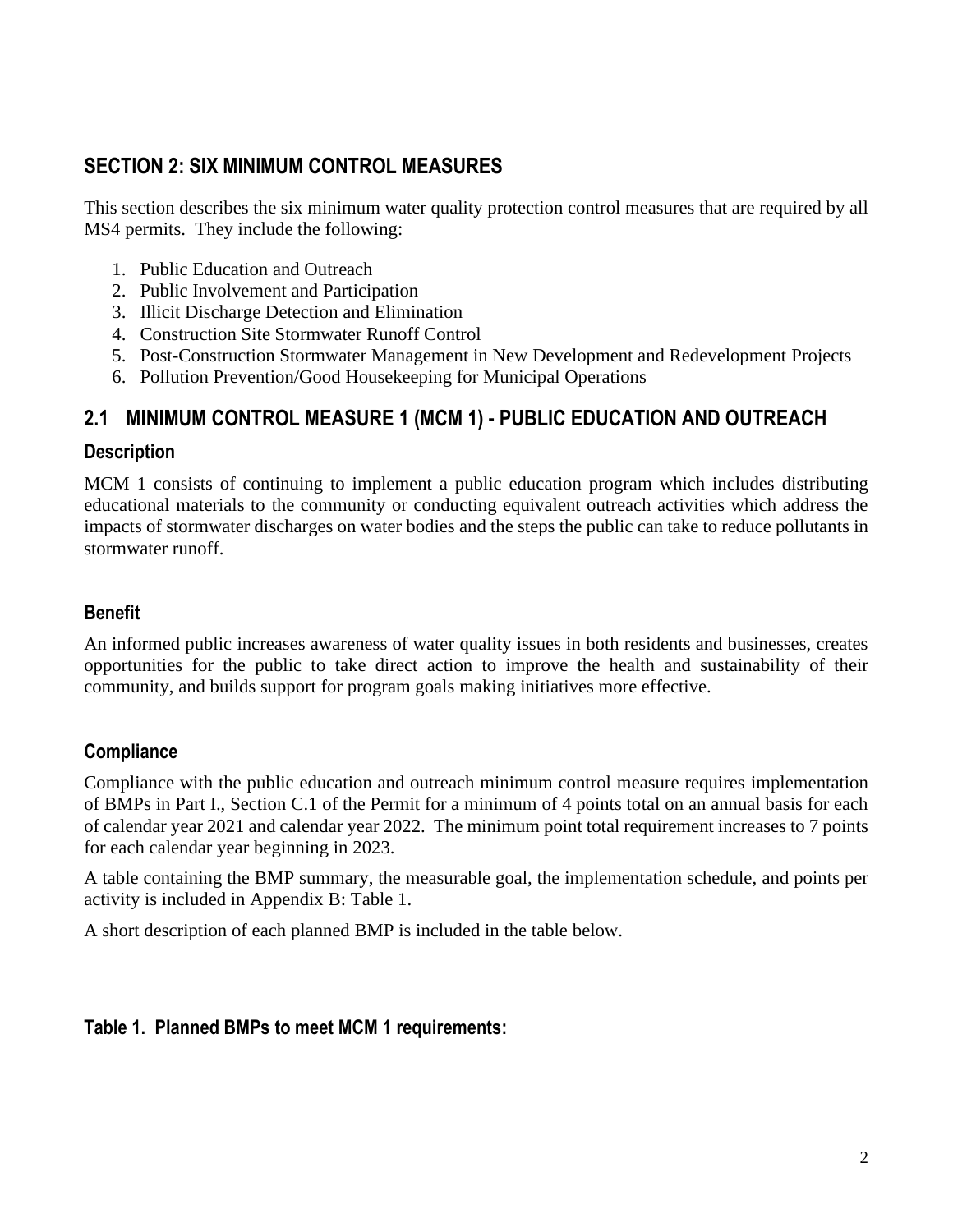# SECTION 2: SIX MINIMUM CONTROL MEASURES

This section describes the six minimum water quality protection control measures that are required by all MS4 permits. They include the following:

1. Public Education and Outreach
2. Public Involvement and Participation
3. Illicit Discharge Detection and Elimination
4. Construction Site Stormwater Runoff Control
5. Post-Construction Stormwater Management in New Development and Redevelopment Projects
6. Pollution Prevention/Good Housekeeping for Municipal Operations

## 2.1 MINIMUM CONTROL MEASURE 1 (MCM 1) - PUBLIC EDUCATION AND OUTREACH

### Description

MCM 1 consists of continuing to implement a public education program which includes distributing educational materials to the community or conducting equivalent outreach activities which address the impacts of stormwater discharges on water bodies and the steps the public can take to reduce pollutants in stormwater runoff.

### Benefit

An informed public increases awareness of water quality issues in both residents and businesses, creates opportunities for the public to take direct action to improve the health and sustainability of their community, and builds support for program goals making initiatives more effective.

### Compliance

Compliance with the public education and outreach minimum control measure requires implementation of BMPs in Part I., Section C.1 of the Permit for a minimum of 4 points total on an annual basis for each of calendar year 2021 and calendar year 2022. The minimum point total requirement increases to 7 points for each calendar year beginning in 2023.

A table containing the BMP summary, the measurable goal, the implementation schedule, and points per activity is included in Appendix B: Table 1.

A short description of each planned BMP is included in the table below.

**Table 1. Planned BMPs to meet MCM 1 requirements:**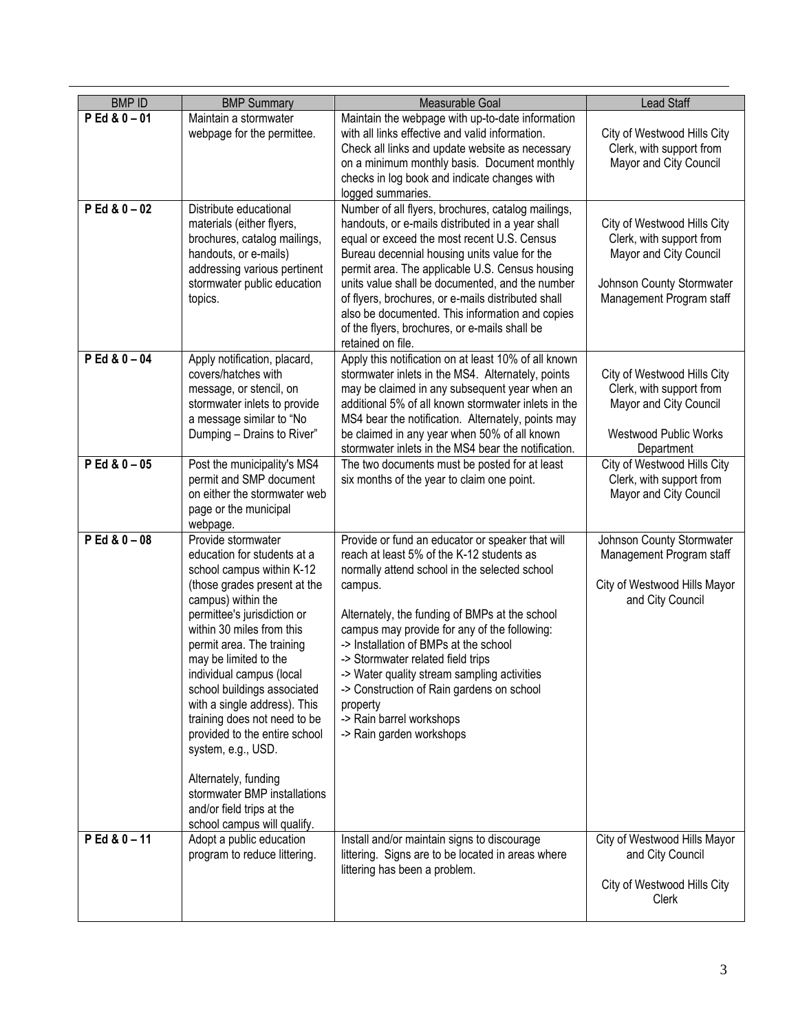| BMP ID | BMP Summary | Measurable Goal | Lead Staff |
| --- | --- | --- | --- |
| **P Ed & 0 – 01** | Maintain a stormwater webpage for the permittee. | Maintain the webpage with up-to-date information with all links effective and valid information. Check all links and update website as necessary on a minimum monthly basis. Document monthly checks in log book and indicate changes with logged summaries. | City of Westwood Hills City Clerk, with support from Mayor and City Council |
| **P Ed & 0 – 02** | Distribute educational materials (either flyers, brochures, catalog mailings, handouts, or e-mails) addressing various pertinent stormwater public education topics. | Number of all flyers, brochures, catalog mailings, handouts, or e-mails distributed in a year shall equal or exceed the most recent U.S. Census Bureau decennial housing units value for the permit area. The applicable U.S. Census housing units value shall be documented, and the number of flyers, brochures, or e-mails distributed shall also be documented. This information and copies of the flyers, brochures, e-mails shall be retained on file. | City of Westwood Hills City Clerk, with support from Mayor and City Council<br><br>Johnson County Stormwater Management Program staff |
| **P Ed & 0 – 04** | Apply notification, placard, covers/hatches with message, or stencil, on stormwater inlets to provide a message similar to "No Dumping – Drains to River" | Apply this notification on at least 10% of all known stormwater inlets in the MS4. Alternately, points may be claimed in any subsequent year when an additional 5% of all known stormwater inlets in the MS4 bear the notification. Alternately, points may be claimed in any year when 50% of all known stormwater inlets in the MS4 bear the notification. | City of Westwood Hills City Clerk, with support from Mayor and City Council<br><br>Westwood Public Works Department |
| **P Ed & 0 – 05** | Post the municipality's MS4 permit and SMP document on either the stormwater web page or the municipal webpage. | The two documents must be posted for at least six months of the year to claim one point. | City of Westwood Hills City Clerk, with support from Mayor and City Council |
| **P Ed & 0 – 08** | Provide stormwater education for students at a school campus within K-12 (those grades present at the campus) within the permittee's jurisdiction or within 30 miles from this permit area. The training may be limited to the individual campus (local school buildings associated with a single address). This training does not need to be provided to the entire school system, e.g., USD.<br><br>Alternately, funding stormwater BMP installations and/or field trips at the school campus will qualify. | Provide or fund an educator or speaker that will reach at least 5% of the K-12 students as normally attend school in the selected school campus.<br><br>Alternately, the funding of BMPs at the school campus may provide for any of the following:<br>-> Installation of BMPs at the school<br>-> Stormwater related field trips<br>-> Water quality stream sampling activities<br>-> Construction of Rain gardens on school property<br>-> Rain barrel workshops<br>-> Rain garden workshops | Johnson County Stormwater Management Program staff<br><br>City of Westwood Hills Mayor and City Council |
| **P Ed & 0 – 11** | Adopt a public education program to reduce littering. | Install and/or maintain signs to discourage littering. Signs are to be located in areas where littering has been a problem. | City of Westwood Hills Mayor and City Council<br><br>City of Westwood Hills City Clerk |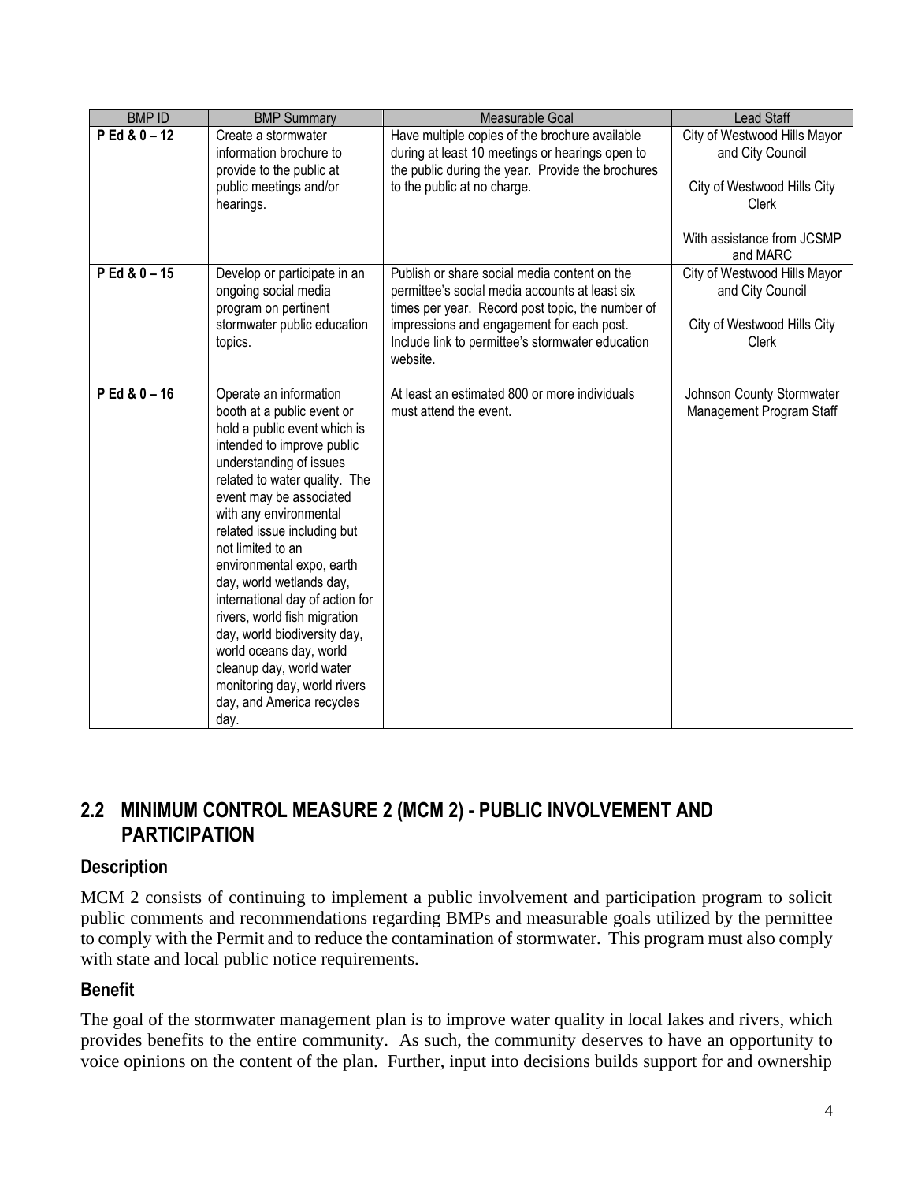| BMP ID | BMP Summary | Measurable Goal | Lead Staff |
|---|---|---|---|
| **P Ed & 0 – 12** | Create a stormwater information brochure to provide to the public at public meetings and/or hearings. | Have multiple copies of the brochure available during at least 10 meetings or hearings open to the public during the year. Provide the brochures to the public at no charge. | City of Westwood Hills Mayor and City Council<br><br>City of Westwood Hills City Clerk<br><br>With assistance from JCSMP and MARC |
| **P Ed & 0 – 15** | Develop or participate in an ongoing social media program on pertinent stormwater public education topics. | Publish or share social media content on the permittee's social media accounts at least six times per year. Record post topic, the number of impressions and engagement for each post. Include link to permittee's stormwater education website. | City of Westwood Hills Mayor and City Council<br><br>City of Westwood Hills City Clerk |
| **P Ed & 0 – 16** | Operate an information booth at a public event or hold a public event which is intended to improve public understanding of issues related to water quality. The event may be associated with any environmental related issue including but not limited to an environmental expo, earth day, world wetlands day, international day of action for rivers, world fish migration day, world biodiversity day, world oceans day, world cleanup day, world water monitoring day, world rivers day, and America recycles day. | At least an estimated 800 or more individuals must attend the event. | Johnson County Stormwater Management Program Staff |

## 2.2 MINIMUM CONTROL MEASURE 2 (MCM 2) - PUBLIC INVOLVEMENT AND PARTICIPATION

### Description

MCM 2 consists of continuing to implement a public involvement and participation program to solicit public comments and recommendations regarding BMPs and measurable goals utilized by the permittee to comply with the Permit and to reduce the contamination of stormwater. This program must also comply with state and local public notice requirements.

### Benefit

The goal of the stormwater management plan is to improve water quality in local lakes and rivers, which provides benefits to the entire community. As such, the community deserves to have an opportunity to voice opinions on the content of the plan. Further, input into decisions builds support for and ownership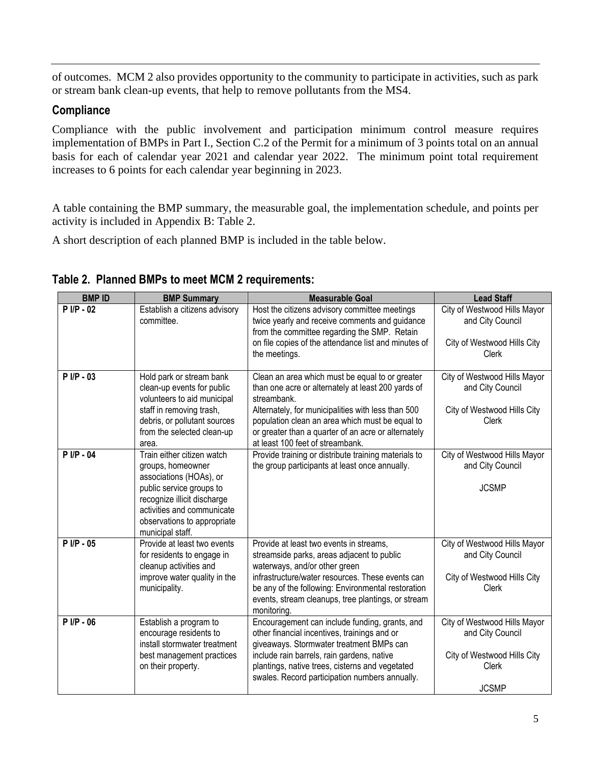of outcomes. MCM 2 also provides opportunity to the community to participate in activities, such as park or stream bank clean-up events, that help to remove pollutants from the MS4.

### Compliance

Compliance with the public involvement and participation minimum control measure requires implementation of BMPs in Part I., Section C.2 of the Permit for a minimum of 3 points total on an annual basis for each of calendar year 2021 and calendar year 2022. The minimum point total requirement increases to 6 points for each calendar year beginning in 2023.

A table containing the BMP summary, the measurable goal, the implementation schedule, and points per activity is included in Appendix B: Table 2.

A short description of each planned BMP is included in the table below.

### Table 2. Planned BMPs to meet MCM 2 requirements:

| BMP ID | BMP Summary | Measurable Goal | Lead Staff |
|---|---|---|---|
| P I/P - 02 | Establish a citizens advisory committee. | Host the citizens advisory committee meetings twice yearly and receive comments and guidance from the committee regarding the SMP. Retain on file copies of the attendance list and minutes of the meetings. | City of Westwood Hills Mayor and City Council<br><br>City of Westwood Hills City Clerk |
| P I/P - 03 | Hold park or stream bank clean-up events for public volunteers to aid municipal staff in removing trash, debris, or pollutant sources from the selected clean-up area. | Clean an area which must be equal to or greater than one acre or alternately at least 200 yards of streambank.<br>Alternately, for municipalities with less than 500 population clean an area which must be equal to or greater than a quarter of an acre or alternately at least 100 feet of streambank. | City of Westwood Hills Mayor and City Council<br><br>City of Westwood Hills City Clerk |
| P I/P - 04 | Train either citizen watch groups, homeowner associations (HOAs), or public service groups to recognize illicit discharge activities and communicate observations to appropriate municipal staff. | Provide training or distribute training materials to the group participants at least once annually. | City of Westwood Hills Mayor and City Council<br><br>JCSMP |
| P I/P - 05 | Provide at least two events for residents to engage in cleanup activities and improve water quality in the municipality. | Provide at least two events in streams, streamside parks, areas adjacent to public waterways, and/or other green infrastructure/water resources. These events can be any of the following: Environmental restoration events, stream cleanups, tree plantings, or stream monitoring. | City of Westwood Hills Mayor and City Council<br><br>City of Westwood Hills City Clerk |
| P I/P - 06 | Establish a program to encourage residents to install stormwater treatment best management practices on their property. | Encouragement can include funding, grants, and other financial incentives, trainings and or giveaways. Stormwater treatment BMPs can include rain barrels, rain gardens, native plantings, native trees, cisterns and vegetated swales. Record participation numbers annually. | City of Westwood Hills Mayor and City Council<br><br>City of Westwood Hills City Clerk<br><br>JCSMP |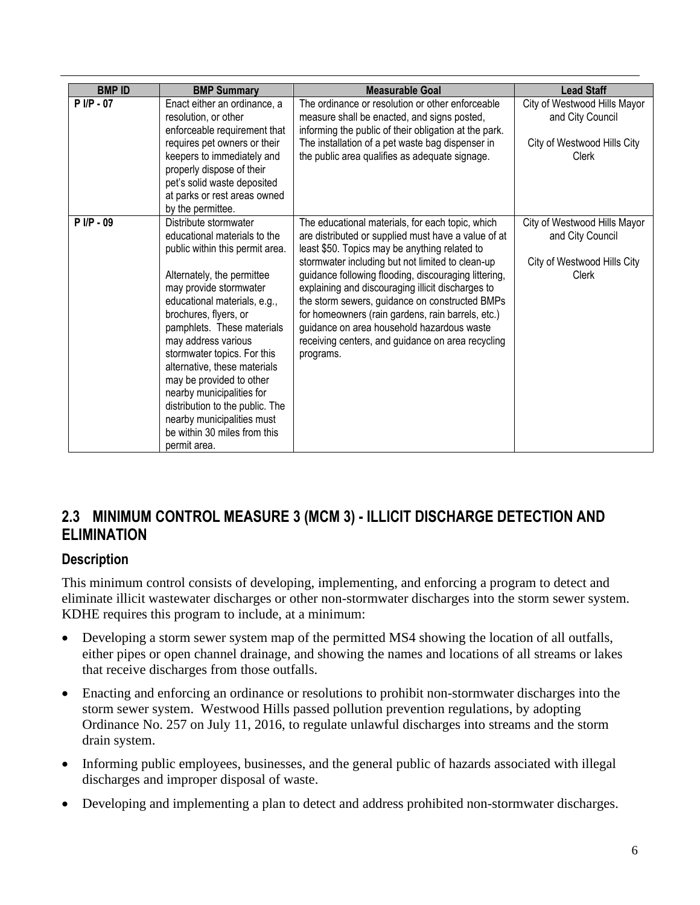| BMP ID | BMP Summary | Measurable Goal | Lead Staff |
|---|---|---|---|
| P I/P - 07 | Enact either an ordinance, a resolution, or other enforceable requirement that requires pet owners or their keepers to immediately and properly dispose of their pet's solid waste deposited at parks or rest areas owned by the permittee. | The ordinance or resolution or other enforceable measure shall be enacted, and signs posted, informing the public of their obligation at the park. The installation of a pet waste bag dispenser in the public area qualifies as adequate signage. | City of Westwood Hills Mayor and City Council<br><br>City of Westwood Hills City Clerk |
| P I/P - 09 | Distribute stormwater educational materials to the public within this permit area.<br><br>Alternately, the permittee may provide stormwater educational materials, e.g., brochures, flyers, or pamphlets. These materials may address various stormwater topics. For this alternative, these materials may be provided to other nearby municipalities for distribution to the public. The nearby municipalities must be within 30 miles from this permit area. | The educational materials, for each topic, which are distributed or supplied must have a value of at least $50. Topics may be anything related to stormwater including but not limited to clean-up guidance following flooding, discouraging littering, explaining and discouraging illicit discharges to the storm sewers, guidance on constructed BMPs for homeowners (rain gardens, rain barrels, etc.) guidance on area household hazardous waste receiving centers, and guidance on area recycling programs. | City of Westwood Hills Mayor and City Council<br><br>City of Westwood Hills City Clerk |

## 2.3 MINIMUM CONTROL MEASURE 3 (MCM 3) - ILLICIT DISCHARGE DETECTION AND ELIMINATION

### Description

This minimum control consists of developing, implementing, and enforcing a program to detect and eliminate illicit wastewater discharges or other non-stormwater discharges into the storm sewer system. KDHE requires this program to include, at a minimum:

- Developing a storm sewer system map of the permitted MS4 showing the location of all outfalls, either pipes or open channel drainage, and showing the names and locations of all streams or lakes that receive discharges from those outfalls.
- Enacting and enforcing an ordinance or resolutions to prohibit non-stormwater discharges into the storm sewer system. Westwood Hills passed pollution prevention regulations, by adopting Ordinance No. 257 on July 11, 2016, to regulate unlawful discharges into streams and the storm drain system.
- Informing public employees, businesses, and the general public of hazards associated with illegal discharges and improper disposal of waste.
- Developing and implementing a plan to detect and address prohibited non-stormwater discharges.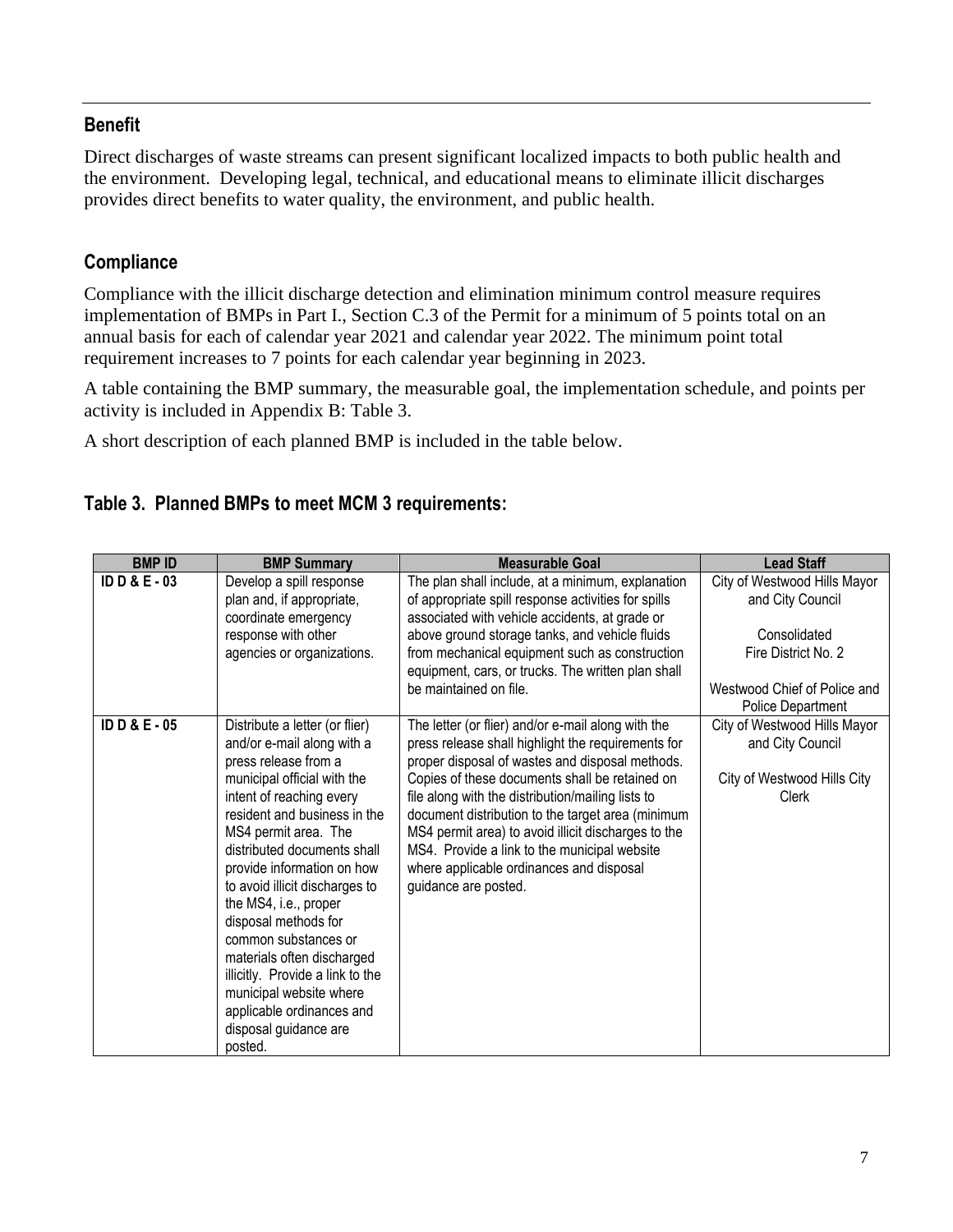## Benefit

Direct discharges of waste streams can present significant localized impacts to both public health and the environment. Developing legal, technical, and educational means to eliminate illicit discharges provides direct benefits to water quality, the environment, and public health.

## Compliance

Compliance with the illicit discharge detection and elimination minimum control measure requires implementation of BMPs in Part I., Section C.3 of the Permit for a minimum of 5 points total on an annual basis for each of calendar year 2021 and calendar year 2022. The minimum point total requirement increases to 7 points for each calendar year beginning in 2023.

A table containing the BMP summary, the measurable goal, the implementation schedule, and points per activity is included in Appendix B: Table 3.

A short description of each planned BMP is included in the table below.

### Table 3. Planned BMPs to meet MCM 3 requirements:

| BMP ID | BMP Summary | Measurable Goal | Lead Staff |
| --- | --- | --- | --- |
| ID D & E - 03 | Develop a spill response plan and, if appropriate, coordinate emergency response with other agencies or organizations. | The plan shall include, at a minimum, explanation of appropriate spill response activities for spills associated with vehicle accidents, at grade or above ground storage tanks, and vehicle fluids from mechanical equipment such as construction equipment, cars, or trucks. The written plan shall be maintained on file. | City of Westwood Hills Mayor and City Council<br><br>Consolidated Fire District No. 2<br><br>Westwood Chief of Police and Police Department |
| ID D & E - 05 | Distribute a letter (or flier) and/or e-mail along with a press release from a municipal official with the intent of reaching every resident and business in the MS4 permit area. The distributed documents shall provide information on how to avoid illicit discharges to the MS4, i.e., proper disposal methods for common substances or materials often discharged illicitly. Provide a link to the municipal website where applicable ordinances and disposal guidance are posted. | The letter (or flier) and/or e-mail along with the press release shall highlight the requirements for proper disposal of wastes and disposal methods. Copies of these documents shall be retained on file along with the distribution/mailing lists to document distribution to the target area (minimum MS4 permit area) to avoid illicit discharges to the MS4. Provide a link to the municipal website where applicable ordinances and disposal guidance are posted. | City of Westwood Hills Mayor and City Council<br><br>City of Westwood Hills City Clerk |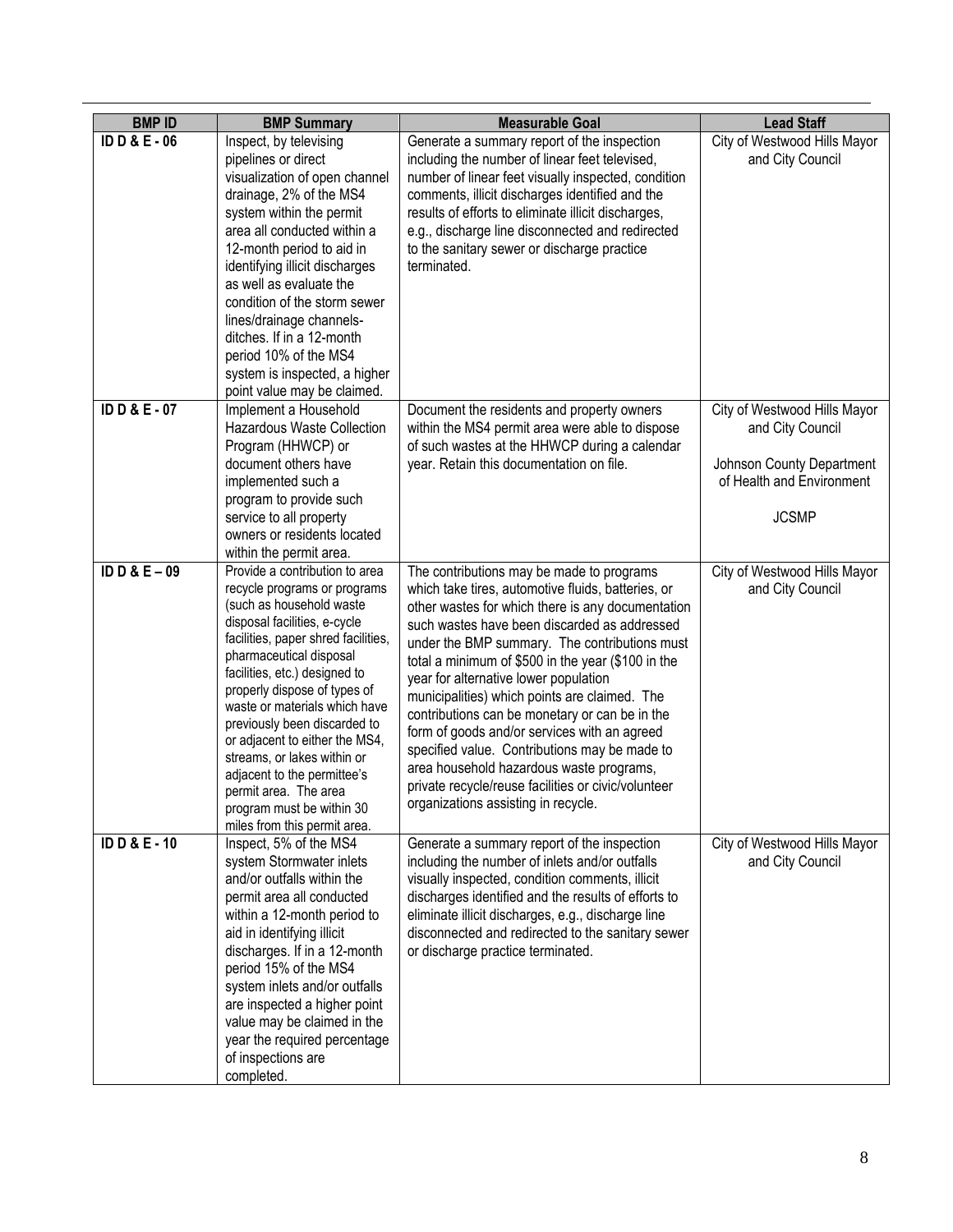| BMP ID | BMP Summary | Measurable Goal | Lead Staff |
|---|---|---|---|
| **ID D & E - 06** | Inspect, by televising pipelines or direct visualization of open channel drainage, 2% of the MS4 system within the permit area all conducted within a 12-month period to aid in identifying illicit discharges as well as evaluate the condition of the storm sewer lines/drainage channels-ditches. If in a 12-month period 10% of the MS4 system is inspected, a higher point value may be claimed. | Generate a summary report of the inspection including the number of linear feet televised, number of linear feet visually inspected, condition comments, illicit discharges identified and the results of efforts to eliminate illicit discharges, e.g., discharge line disconnected and redirected to the sanitary sewer or discharge practice terminated. | City of Westwood Hills Mayor and City Council |
| **ID D & E - 07** | Implement a Household Hazardous Waste Collection Program (HHWCP) or document others have implemented such a program to provide such service to all property owners or residents located within the permit area. | Document the residents and property owners within the MS4 permit area were able to dispose of such wastes at the HHWCP during a calendar year. Retain this documentation on file. | City of Westwood Hills Mayor and City Council<br><br>Johnson County Department of Health and Environment<br><br>JCSMP |
| **ID D & E – 09** | Provide a contribution to area recycle programs or programs (such as household waste disposal facilities, e-cycle facilities, paper shred facilities, pharmaceutical disposal facilities, etc.) designed to properly dispose of types of waste or materials which have previously been discarded to or adjacent to either the MS4, streams, or lakes within or adjacent to the permittee's permit area. The area program must be within 30 miles from this permit area. | The contributions may be made to programs which take tires, automotive fluids, batteries, or other wastes for which there is any documentation such wastes have been discarded as addressed under the BMP summary. The contributions must total a minimum of $500 in the year ($100 in the year for alternative lower population municipalities) which points are claimed. The contributions can be monetary or can be in the form of goods and/or services with an agreed specified value. Contributions may be made to area household hazardous waste programs, private recycle/reuse facilities or civic/volunteer organizations assisting in recycle. | City of Westwood Hills Mayor and City Council |
| **ID D & E - 10** | Inspect, 5% of the MS4 system Stormwater inlets and/or outfalls within the permit area all conducted within a 12-month period to aid in identifying illicit discharges. If in a 12-month period 15% of the MS4 system inlets and/or outfalls are inspected a higher point value may be claimed in the year the required percentage of inspections are completed. | Generate a summary report of the inspection including the number of inlets and/or outfalls visually inspected, condition comments, illicit discharges identified and the results of efforts to eliminate illicit discharges, e.g., discharge line disconnected and redirected to the sanitary sewer or discharge practice terminated. | City of Westwood Hills Mayor and City Council |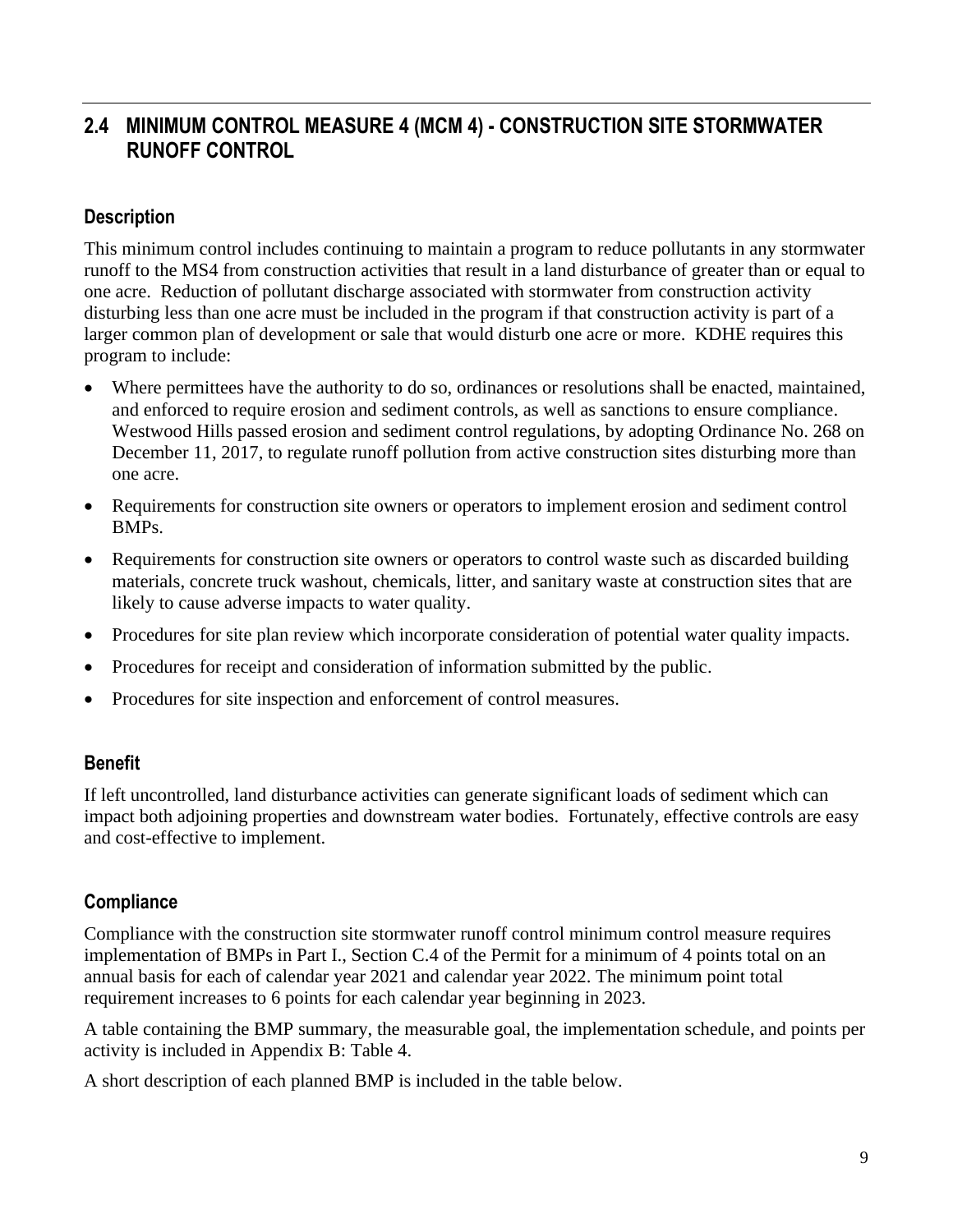## 2.4 MINIMUM CONTROL MEASURE 4 (MCM 4) - CONSTRUCTION SITE STORMWATER RUNOFF CONTROL

### Description

This minimum control includes continuing to maintain a program to reduce pollutants in any stormwater runoff to the MS4 from construction activities that result in a land disturbance of greater than or equal to one acre. Reduction of pollutant discharge associated with stormwater from construction activity disturbing less than one acre must be included in the program if that construction activity is part of a larger common plan of development or sale that would disturb one acre or more. KDHE requires this program to include:

- Where permittees have the authority to do so, ordinances or resolutions shall be enacted, maintained, and enforced to require erosion and sediment controls, as well as sanctions to ensure compliance. Westwood Hills passed erosion and sediment control regulations, by adopting Ordinance No. 268 on December 11, 2017, to regulate runoff pollution from active construction sites disturbing more than one acre.
- Requirements for construction site owners or operators to implement erosion and sediment control BMPs.
- Requirements for construction site owners or operators to control waste such as discarded building materials, concrete truck washout, chemicals, litter, and sanitary waste at construction sites that are likely to cause adverse impacts to water quality.
- Procedures for site plan review which incorporate consideration of potential water quality impacts.
- Procedures for receipt and consideration of information submitted by the public.
- Procedures for site inspection and enforcement of control measures.

### Benefit

If left uncontrolled, land disturbance activities can generate significant loads of sediment which can impact both adjoining properties and downstream water bodies. Fortunately, effective controls are easy and cost-effective to implement.

### Compliance

Compliance with the construction site stormwater runoff control minimum control measure requires implementation of BMPs in Part I., Section C.4 of the Permit for a minimum of 4 points total on an annual basis for each of calendar year 2021 and calendar year 2022. The minimum point total requirement increases to 6 points for each calendar year beginning in 2023.

A table containing the BMP summary, the measurable goal, the implementation schedule, and points per activity is included in Appendix B: Table 4.

A short description of each planned BMP is included in the table below.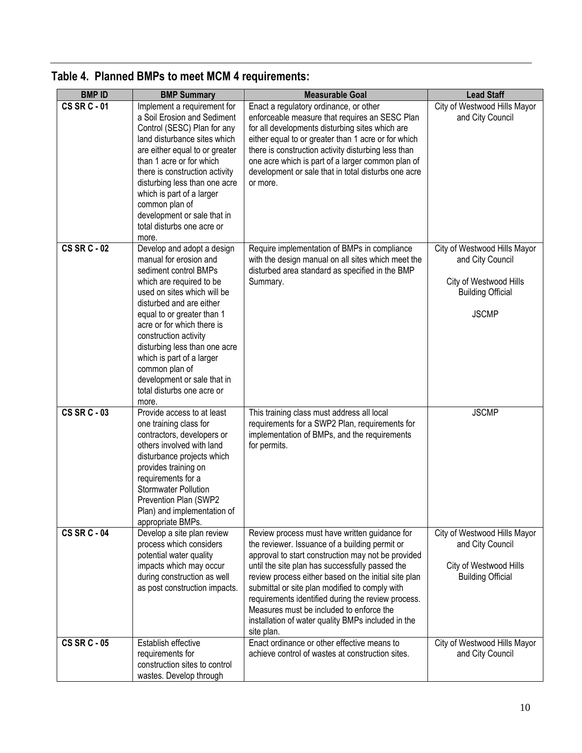## Table 4. Planned BMPs to meet MCM 4 requirements:

| BMP ID | BMP Summary | Measurable Goal | Lead Staff |
|---|---|---|---|
| CS SR C - 01 | Implement a requirement for a Soil Erosion and Sediment Control (SESC) Plan for any land disturbance sites which are either equal to or greater than 1 acre or for which there is construction activity disturbing less than one acre which is part of a larger common plan of development or sale that in total disturbs one acre or more. | Enact a regulatory ordinance, or other enforceable measure that requires an SESC Plan for all developments disturbing sites which are either equal to or greater than 1 acre or for which there is construction activity disturbing less than one acre which is part of a larger common plan of development or sale that in total disturbs one acre or more. | City of Westwood Hills Mayor and City Council |
| CS SR C - 02 | Develop and adopt a design manual for erosion and sediment control BMPs which are required to be used on sites which will be disturbed and are either equal to or greater than 1 acre or for which there is construction activity disturbing less than one acre which is part of a larger common plan of development or sale that in total disturbs one acre or more. | Require implementation of BMPs in compliance with the design manual on all sites which meet the disturbed area standard as specified in the BMP Summary. | City of Westwood Hills Mayor and City Council<br><br>City of Westwood Hills Building Official<br><br>JSCMP |
| CS SR C - 03 | Provide access to at least one training class for contractors, developers or others involved with land disturbance projects which provides training on requirements for a Stormwater Pollution Prevention Plan (SWP2 Plan) and implementation of appropriate BMPs. | This training class must address all local requirements for a SWP2 Plan, requirements for implementation of BMPs, and the requirements for permits. | JSCMP |
| CS SR C - 04 | Develop a site plan review process which considers potential water quality impacts which may occur during construction as well as post construction impacts. | Review process must have written guidance for the reviewer. Issuance of a building permit or approval to start construction may not be provided until the site plan has successfully passed the review process either based on the initial site plan submittal or site plan modified to comply with requirements identified during the review process. Measures must be included to enforce the installation of water quality BMPs included in the site plan. | City of Westwood Hills Mayor and City Council<br><br>City of Westwood Hills Building Official |
| CS SR C - 05 | Establish effective requirements for construction sites to control wastes. Develop through | Enact ordinance or other effective means to achieve control of wastes at construction sites. | City of Westwood Hills Mayor and City Council |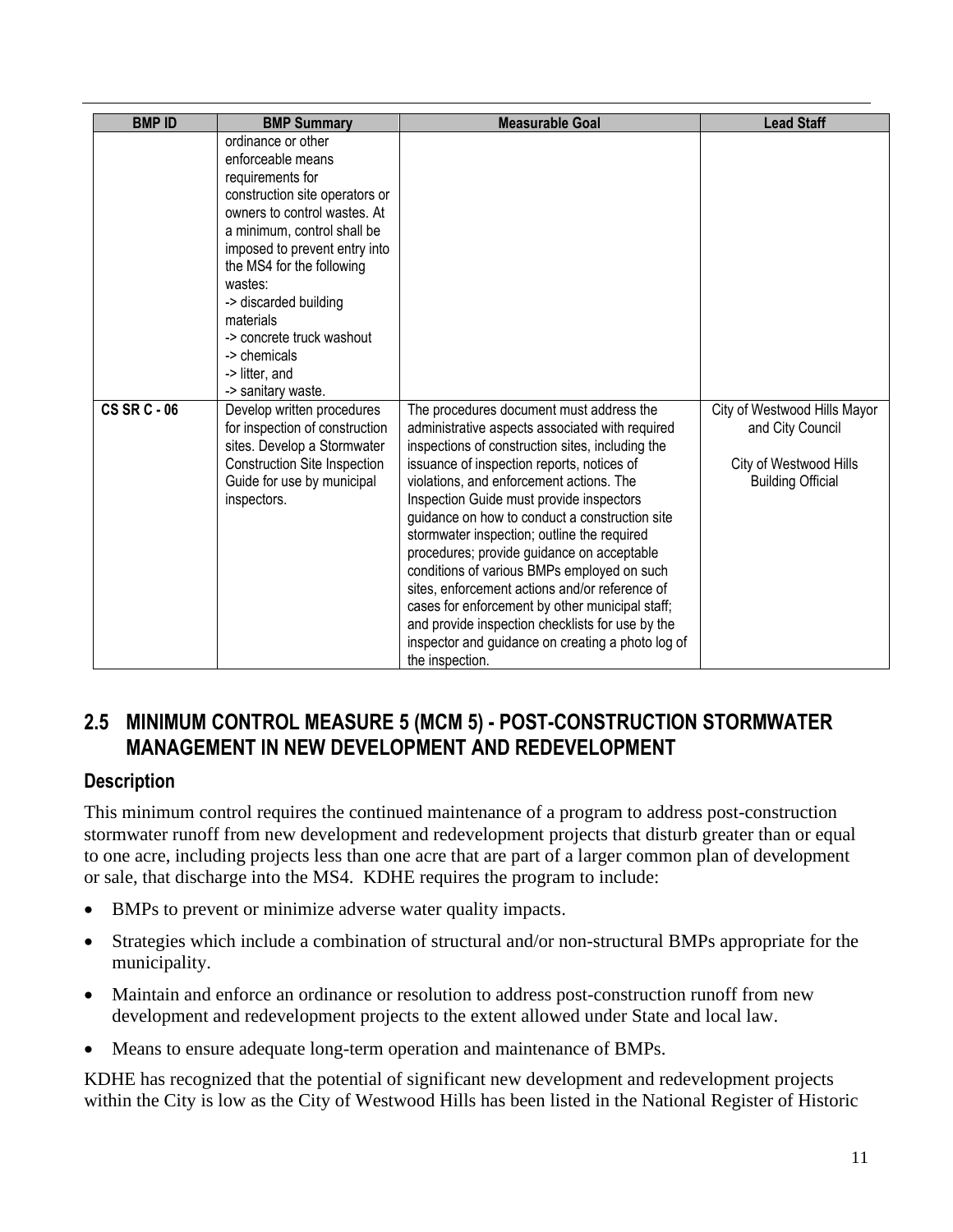| BMP ID | BMP Summary | Measurable Goal | Lead Staff |
|---|---|---|---|
| | ordinance or other enforceable means requirements for construction site operators or owners to control wastes. At a minimum, control shall be imposed to prevent entry into the MS4 for the following wastes:<br>-> discarded building materials<br>-> concrete truck washout<br>-> chemicals<br>-> litter, and<br>-> sanitary waste. | | |
| **CS SR C - 06** | Develop written procedures for inspection of construction sites. Develop a Stormwater Construction Site Inspection Guide for use by municipal inspectors. | The procedures document must address the administrative aspects associated with required inspections of construction sites, including the issuance of inspection reports, notices of violations, and enforcement actions. The Inspection Guide must provide inspectors guidance on how to conduct a construction site stormwater inspection; outline the required procedures; provide guidance on acceptable conditions of various BMPs employed on such sites, enforcement actions and/or reference of cases for enforcement by other municipal staff; and provide inspection checklists for use by the inspector and guidance on creating a photo log of the inspection. | City of Westwood Hills Mayor and City Council<br><br>City of Westwood Hills Building Official |

## 2.5 MINIMUM CONTROL MEASURE 5 (MCM 5) - POST-CONSTRUCTION STORMWATER MANAGEMENT IN NEW DEVELOPMENT AND REDEVELOPMENT

### Description

This minimum control requires the continued maintenance of a program to address post-construction stormwater runoff from new development and redevelopment projects that disturb greater than or equal to one acre, including projects less than one acre that are part of a larger common plan of development or sale, that discharge into the MS4. KDHE requires the program to include:

- BMPs to prevent or minimize adverse water quality impacts.
- Strategies which include a combination of structural and/or non-structural BMPs appropriate for the municipality.
- Maintain and enforce an ordinance or resolution to address post-construction runoff from new development and redevelopment projects to the extent allowed under State and local law.
- Means to ensure adequate long-term operation and maintenance of BMPs.

KDHE has recognized that the potential of significant new development and redevelopment projects within the City is low as the City of Westwood Hills has been listed in the National Register of Historic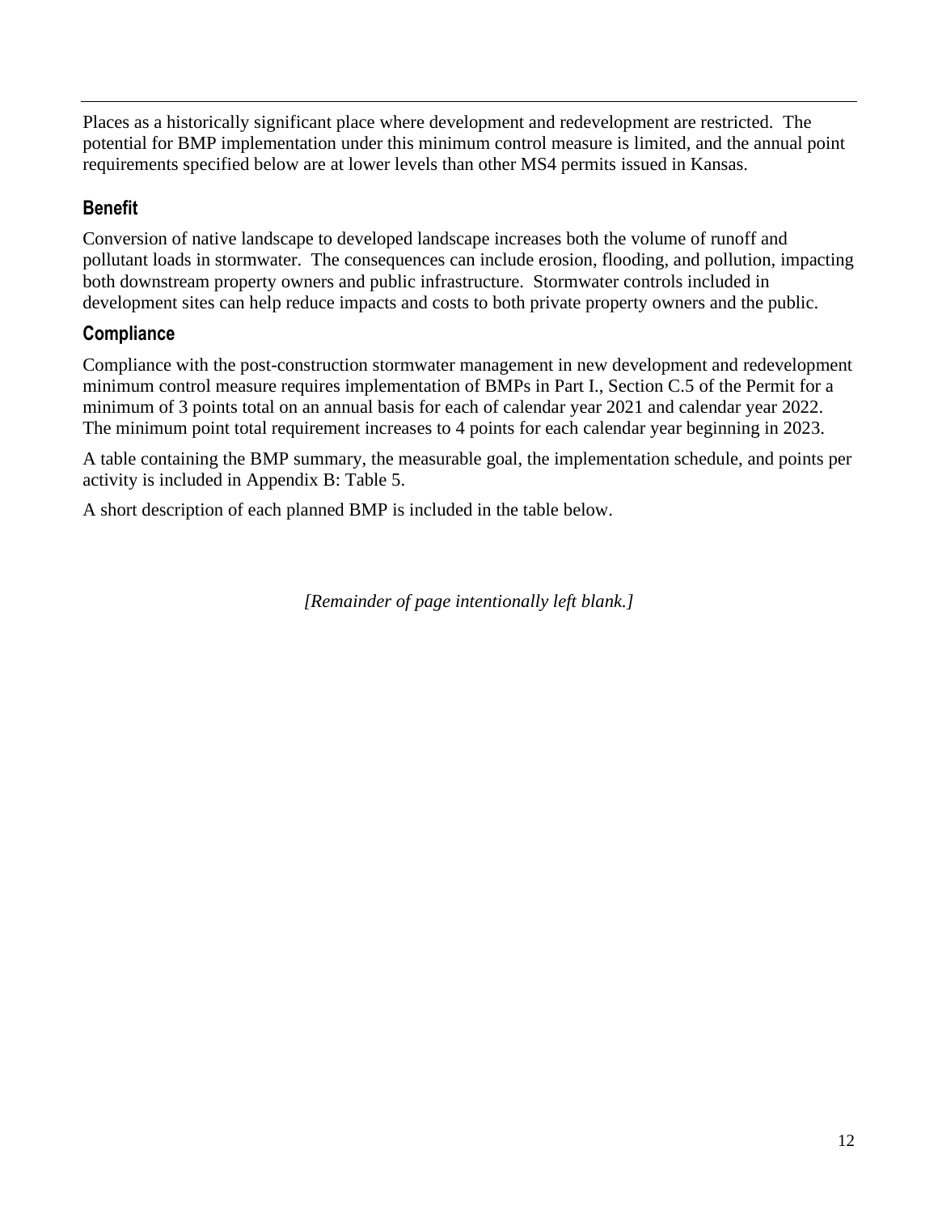Places as a historically significant place where development and redevelopment are restricted. The potential for BMP implementation under this minimum control measure is limited, and the annual point requirements specified below are at lower levels than other MS4 permits issued in Kansas.

### Benefit

Conversion of native landscape to developed landscape increases both the volume of runoff and pollutant loads in stormwater. The consequences can include erosion, flooding, and pollution, impacting both downstream property owners and public infrastructure. Stormwater controls included in development sites can help reduce impacts and costs to both private property owners and the public.

### Compliance

Compliance with the post-construction stormwater management in new development and redevelopment minimum control measure requires implementation of BMPs in Part I., Section C.5 of the Permit for a minimum of 3 points total on an annual basis for each of calendar year 2021 and calendar year 2022. The minimum point total requirement increases to 4 points for each calendar year beginning in 2023.

A table containing the BMP summary, the measurable goal, the implementation schedule, and points per activity is included in Appendix B: Table 5.

A short description of each planned BMP is included in the table below.

*[Remainder of page intentionally left blank.]*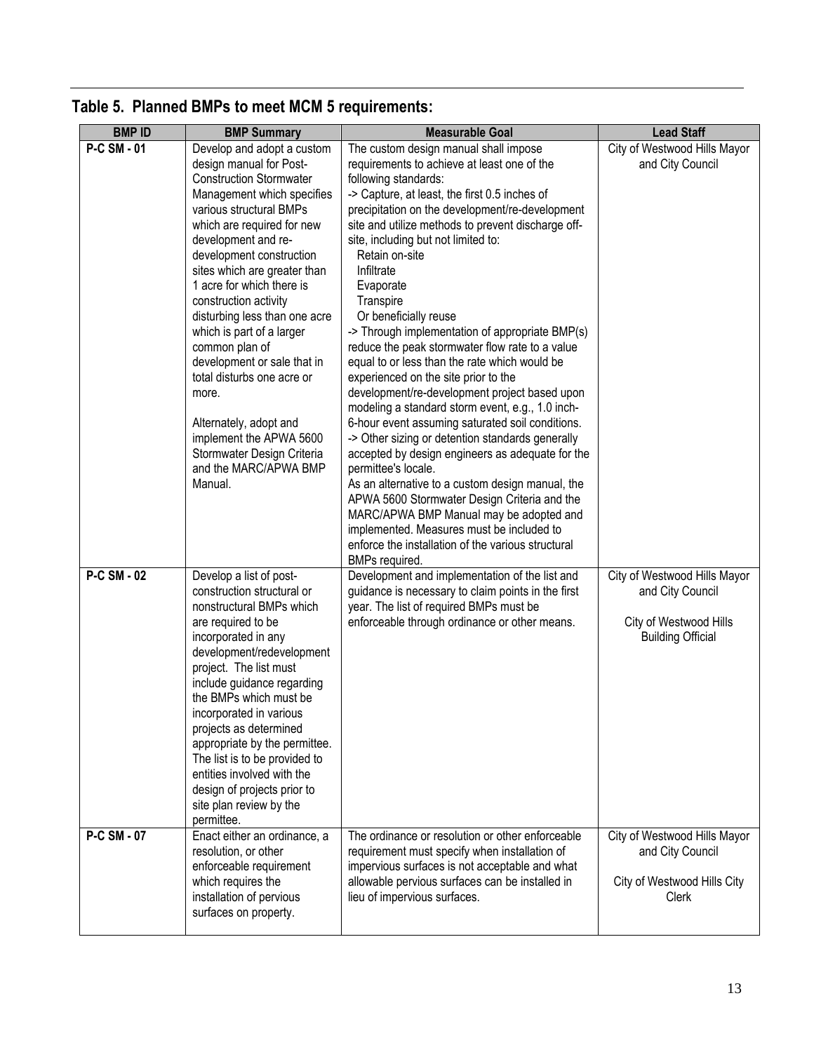## Table 5. Planned BMPs to meet MCM 5 requirements:

| BMP ID | BMP Summary | Measurable Goal | Lead Staff |
|---|---|---|---|
| P-C SM - 01 | Develop and adopt a custom design manual for Post-Construction Stormwater Management which specifies various structural BMPs which are required for new development and re-development construction sites which are greater than 1 acre for which there is construction activity disturbing less than one acre which is part of a larger common plan of development or sale that in total disturbs one acre or more.<br><br>Alternately, adopt and implement the APWA 5600 Stormwater Design Criteria and the MARC/APWA BMP Manual. | The custom design manual shall impose requirements to achieve at least one of the following standards:<br>-> Capture, at least, the first 0.5 inches of precipitation on the development/re-development site and utilize methods to prevent discharge off-site, including but not limited to:<br>Retain on-site<br>Infiltrate<br>Evaporate<br>Transpire<br>Or beneficially reuse<br>-> Through implementation of appropriate BMP(s) reduce the peak stormwater flow rate to a value equal to or less than the rate which would be experienced on the site prior to the development/re-development project based upon modeling a standard storm event, e.g., 1.0 inch-6-hour event assuming saturated soil conditions.<br>-> Other sizing or detention standards generally accepted by design engineers as adequate for the permittee's locale.<br>As an alternative to a custom design manual, the APWA 5600 Stormwater Design Criteria and the MARC/APWA BMP Manual may be adopted and implemented. Measures must be included to enforce the installation of the various structural BMPs required. | City of Westwood Hills Mayor and City Council |
| P-C SM - 02 | Develop a list of post-construction structural or nonstructural BMPs which are required to be incorporated in any development/redevelopment project. The list must include guidance regarding the BMPs which must be incorporated in various projects as determined appropriate by the permittee. The list is to be provided to entities involved with the design of projects prior to site plan review by the permittee. | Development and implementation of the list and guidance is necessary to claim points in the first year. The list of required BMPs must be enforceable through ordinance or other means. | City of Westwood Hills Mayor and City Council<br><br>City of Westwood Hills Building Official |
| P-C SM - 07 | Enact either an ordinance, a resolution, or other enforceable requirement which requires the installation of pervious surfaces on property. | The ordinance or resolution or other enforceable requirement must specify when installation of impervious surfaces is not acceptable and what allowable pervious surfaces can be installed in lieu of impervious surfaces. | City of Westwood Hills Mayor and City Council<br><br>City of Westwood Hills City Clerk |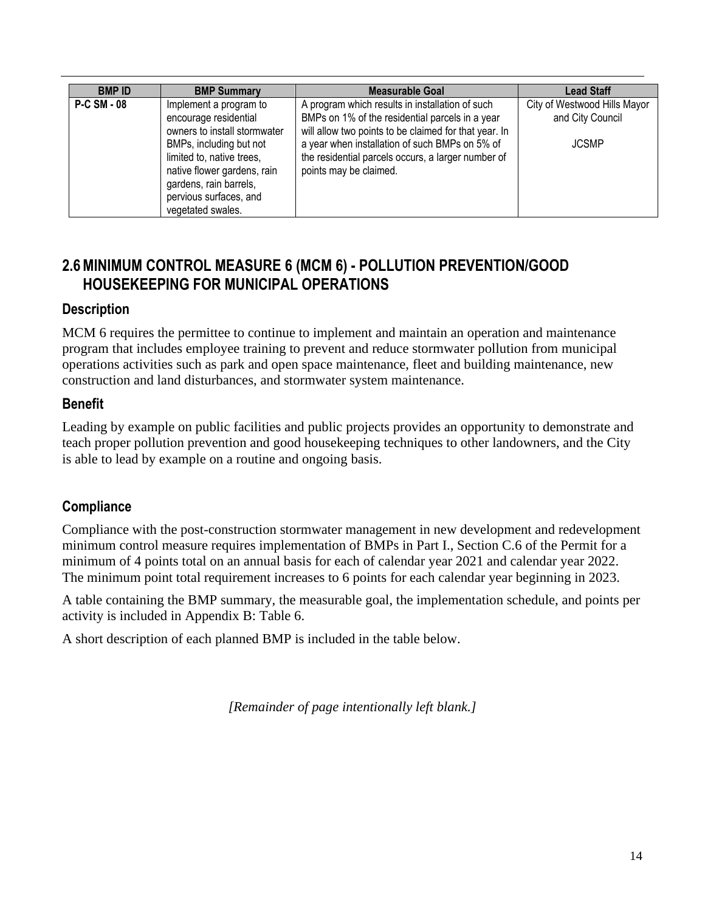| BMP ID | BMP Summary | Measurable Goal | Lead Staff |
| --- | --- | --- | --- |
| **P-C SM - 08** | Implement a program to encourage residential owners to install stormwater BMPs, including but not limited to, native trees, native flower gardens, rain gardens, rain barrels, pervious surfaces, and vegetated swales. | A program which results in installation of such BMPs on 1% of the residential parcels in a year will allow two points to be claimed for that year. In a year when installation of such BMPs on 5% of the residential parcels occurs, a larger number of points may be claimed. | City of Westwood Hills Mayor and City Council<br><br>JCSMP |

## 2.6 MINIMUM CONTROL MEASURE 6 (MCM 6) - POLLUTION PREVENTION/GOOD HOUSEKEEPING FOR MUNICIPAL OPERATIONS

### Description

MCM 6 requires the permittee to continue to implement and maintain an operation and maintenance program that includes employee training to prevent and reduce stormwater pollution from municipal operations activities such as park and open space maintenance, fleet and building maintenance, new construction and land disturbances, and stormwater system maintenance.

### Benefit

Leading by example on public facilities and public projects provides an opportunity to demonstrate and teach proper pollution prevention and good housekeeping techniques to other landowners, and the City is able to lead by example on a routine and ongoing basis.

### Compliance

Compliance with the post-construction stormwater management in new development and redevelopment minimum control measure requires implementation of BMPs in Part I., Section C.6 of the Permit for a minimum of 4 points total on an annual basis for each of calendar year 2021 and calendar year 2022. The minimum point total requirement increases to 6 points for each calendar year beginning in 2023.

A table containing the BMP summary, the measurable goal, the implementation schedule, and points per activity is included in Appendix B: Table 6.

A short description of each planned BMP is included in the table below.

*[Remainder of page intentionally left blank.]*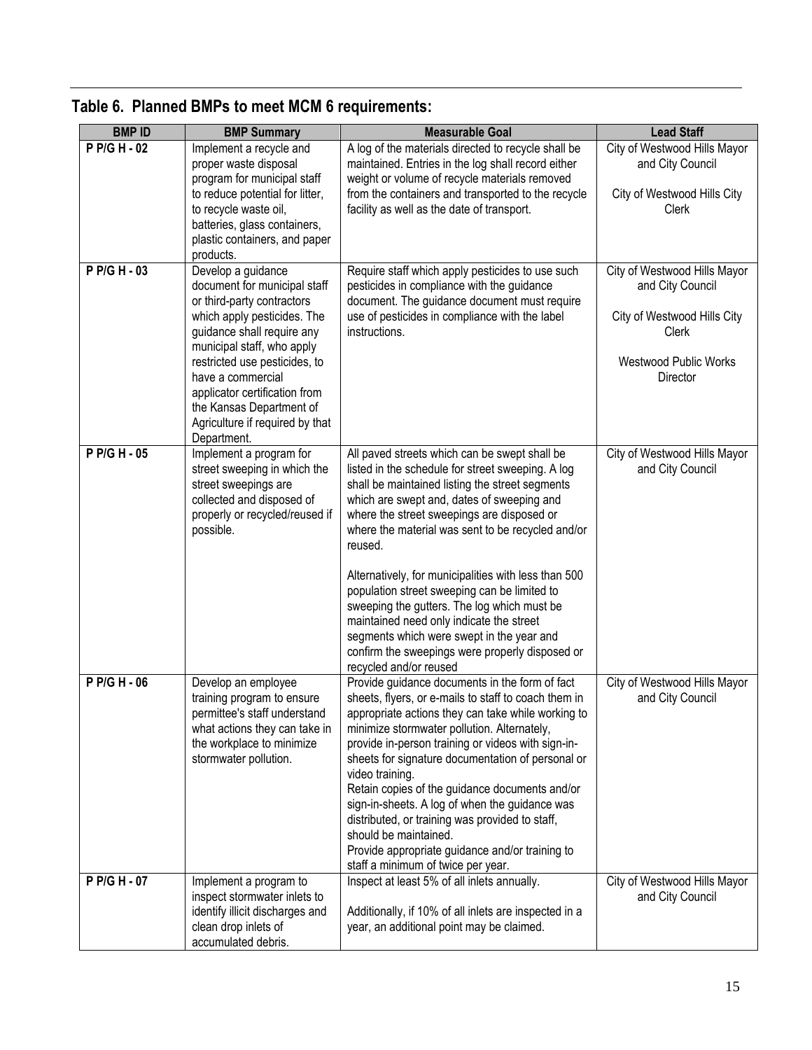## Table 6. Planned BMPs to meet MCM 6 requirements:

| BMP ID | BMP Summary | Measurable Goal | Lead Staff |
|---|---|---|---|
| P P/G H - 02 | Implement a recycle and proper waste disposal program for municipal staff to reduce potential for litter, to recycle waste oil, batteries, glass containers, plastic containers, and paper products. | A log of the materials directed to recycle shall be maintained. Entries in the log shall record either weight or volume of recycle materials removed from the containers and transported to the recycle facility as well as the date of transport. | City of Westwood Hills Mayor and City Council<br><br>City of Westwood Hills City Clerk |
| P P/G H - 03 | Develop a guidance document for municipal staff or third-party contractors which apply pesticides. The guidance shall require any municipal staff, who apply restricted use pesticides, to have a commercial applicator certification from the Kansas Department of Agriculture if required by that Department. | Require staff which apply pesticides to use such pesticides in compliance with the guidance document. The guidance document must require use of pesticides in compliance with the label instructions. | City of Westwood Hills Mayor and City Council<br><br>City of Westwood Hills City Clerk<br><br>Westwood Public Works Director |
| P P/G H - 05 | Implement a program for street sweeping in which the street sweepings are collected and disposed of properly or recycled/reused if possible. | All paved streets which can be swept shall be listed in the schedule for street sweeping. A log shall be maintained listing the street segments which are swept and, dates of sweeping and where the street sweepings are disposed or where the material was sent to be recycled and/or reused.<br><br>Alternatively, for municipalities with less than 500 population street sweeping can be limited to sweeping the gutters. The log which must be maintained need only indicate the street segments which were swept in the year and confirm the sweepings were properly disposed or recycled and/or reused | City of Westwood Hills Mayor and City Council |
| P P/G H - 06 | Develop an employee training program to ensure permittee's staff understand what actions they can take in the workplace to minimize stormwater pollution. | Provide guidance documents in the form of fact sheets, flyers, or e-mails to staff to coach them in appropriate actions they can take while working to minimize stormwater pollution. Alternately, provide in-person training or videos with sign-in-sheets for signature documentation of personal or video training.<br>Retain copies of the guidance documents and/or sign-in-sheets. A log of when the guidance was distributed, or training was provided to staff, should be maintained.<br>Provide appropriate guidance and/or training to staff a minimum of twice per year. | City of Westwood Hills Mayor and City Council |
| P P/G H - 07 | Implement a program to inspect stormwater inlets to identify illicit discharges and clean drop inlets of accumulated debris. | Inspect at least 5% of all inlets annually.<br><br>Additionally, if 10% of all inlets are inspected in a year, an additional point may be claimed. | City of Westwood Hills Mayor and City Council |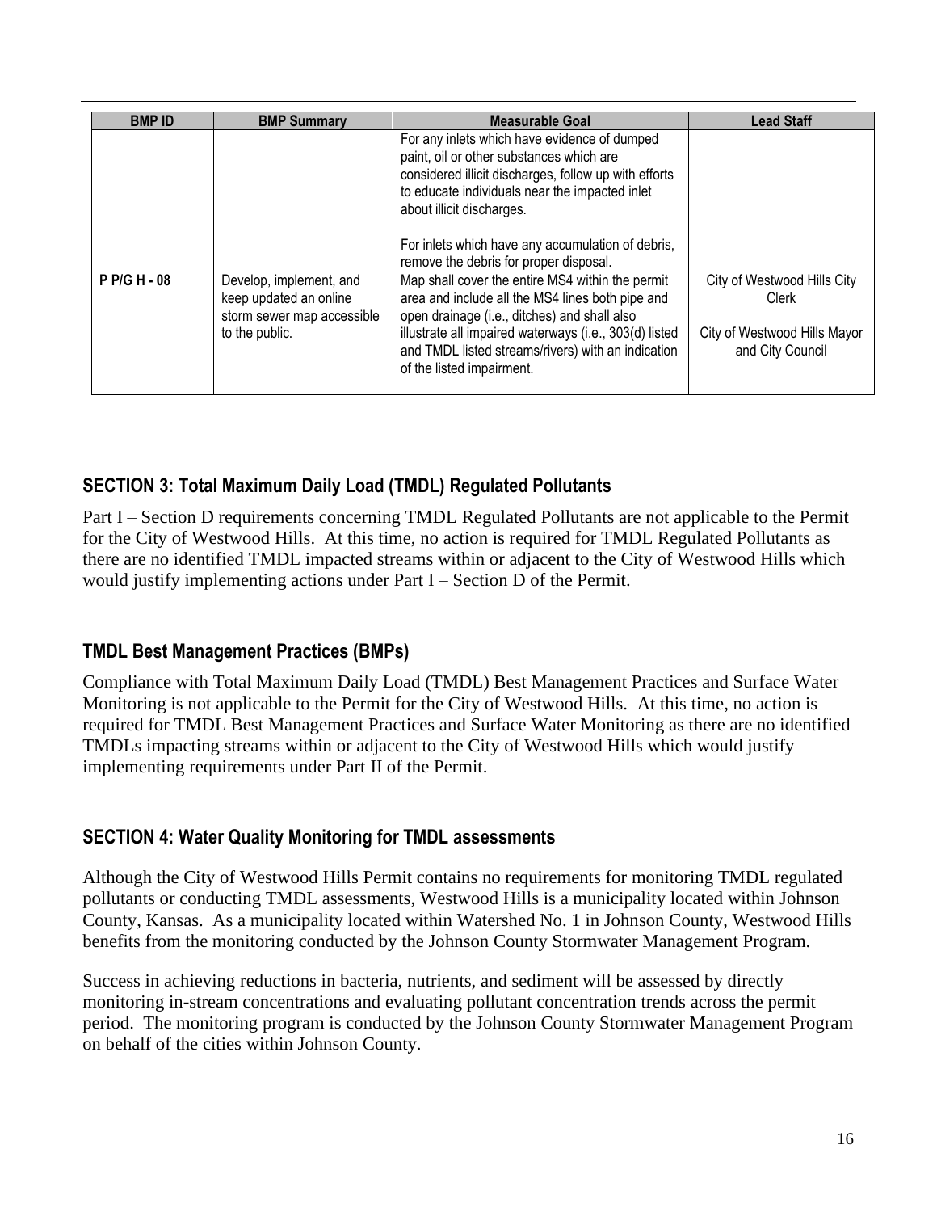| BMP ID | BMP Summary | Measurable Goal | Lead Staff |
|---|---|---|---|
| | | For any inlets which have evidence of dumped paint, oil or other substances which are considered illicit discharges, follow up with efforts to educate individuals near the impacted inlet about illicit discharges.<br><br>For inlets which have any accumulation of debris, remove the debris for proper disposal. | |
| P P/G H - 08 | Develop, implement, and keep updated an online storm sewer map accessible to the public. | Map shall cover the entire MS4 within the permit area and include all the MS4 lines both pipe and open drainage (i.e., ditches) and shall also illustrate all impaired waterways (i.e., 303(d) listed and TMDL listed streams/rivers) with an indication of the listed impairment. | City of Westwood Hills City Clerk<br><br>City of Westwood Hills Mayor and City Council |

## SECTION 3: Total Maximum Daily Load (TMDL) Regulated Pollutants

Part I – Section D requirements concerning TMDL Regulated Pollutants are not applicable to the Permit for the City of Westwood Hills. At this time, no action is required for TMDL Regulated Pollutants as there are no identified TMDL impacted streams within or adjacent to the City of Westwood Hills which would justify implementing actions under Part I – Section D of the Permit.

## TMDL Best Management Practices (BMPs)

Compliance with Total Maximum Daily Load (TMDL) Best Management Practices and Surface Water Monitoring is not applicable to the Permit for the City of Westwood Hills. At this time, no action is required for TMDL Best Management Practices and Surface Water Monitoring as there are no identified TMDLs impacting streams within or adjacent to the City of Westwood Hills which would justify implementing requirements under Part II of the Permit.

## SECTION 4: Water Quality Monitoring for TMDL assessments

Although the City of Westwood Hills Permit contains no requirements for monitoring TMDL regulated pollutants or conducting TMDL assessments, Westwood Hills is a municipality located within Johnson County, Kansas. As a municipality located within Watershed No. 1 in Johnson County, Westwood Hills benefits from the monitoring conducted by the Johnson County Stormwater Management Program.

Success in achieving reductions in bacteria, nutrients, and sediment will be assessed by directly monitoring in-stream concentrations and evaluating pollutant concentration trends across the permit period. The monitoring program is conducted by the Johnson County Stormwater Management Program on behalf of the cities within Johnson County.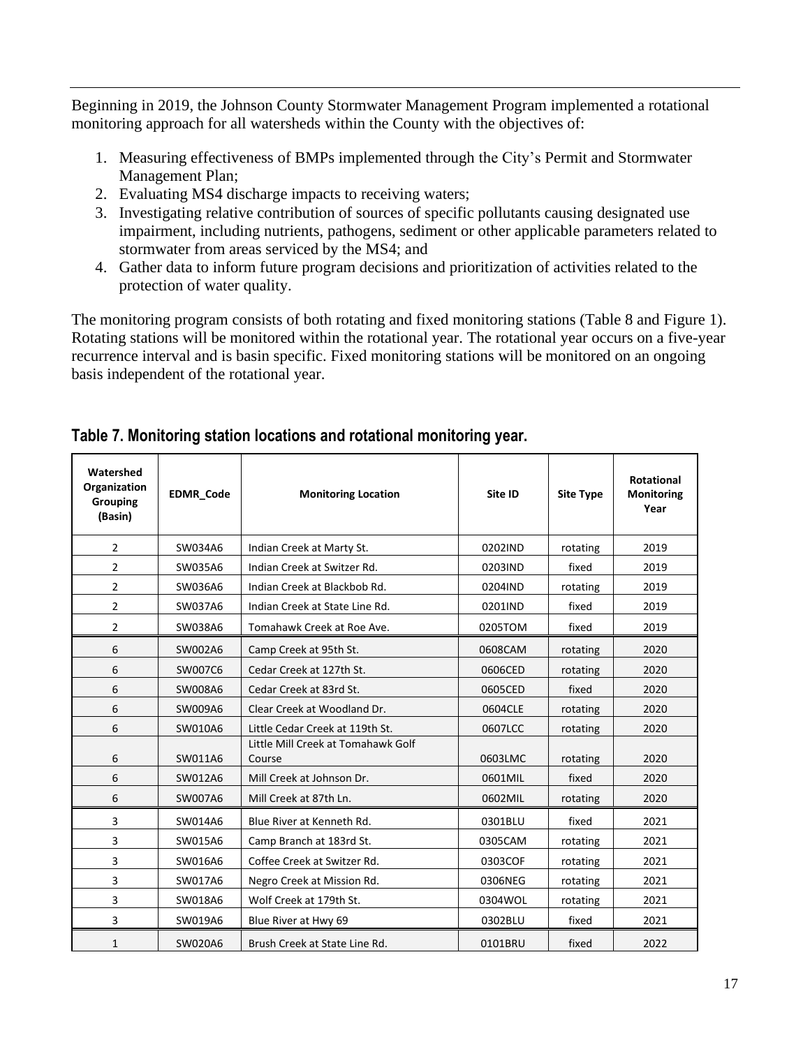Beginning in 2019, the Johnson County Stormwater Management Program implemented a rotational monitoring approach for all watersheds within the County with the objectives of:

1. Measuring effectiveness of BMPs implemented through the City's Permit and Stormwater Management Plan;
2. Evaluating MS4 discharge impacts to receiving waters;
3. Investigating relative contribution of sources of specific pollutants causing designated use impairment, including nutrients, pathogens, sediment or other applicable parameters related to stormwater from areas serviced by the MS4; and
4. Gather data to inform future program decisions and prioritization of activities related to the protection of water quality.

The monitoring program consists of both rotating and fixed monitoring stations (Table 8 and Figure 1). Rotating stations will be monitored within the rotational year. The rotational year occurs on a five-year recurrence interval and is basin specific. Fixed monitoring stations will be monitored on an ongoing basis independent of the rotational year.

## Table 7. Monitoring station locations and rotational monitoring year.

| Watershed Organization Grouping (Basin) | EDMR_Code | Monitoring Location | Site ID | Site Type | Rotational Monitoring Year |
|---|---|---|---|---|---|
| 2 | SW034A6 | Indian Creek at Marty St. | 0202IND | rotating | 2019 |
| 2 | SW035A6 | Indian Creek at Switzer Rd. | 0203IND | fixed | 2019 |
| 2 | SW036A6 | Indian Creek at Blackbob Rd. | 0204IND | rotating | 2019 |
| 2 | SW037A6 | Indian Creek at State Line Rd. | 0201IND | fixed | 2019 |
| 2 | SW038A6 | Tomahawk Creek at Roe Ave. | 0205TOM | fixed | 2019 |
| 6 | SW002A6 | Camp Creek at 95th St. | 0608CAM | rotating | 2020 |
| 6 | SW007C6 | Cedar Creek at 127th St. | 0606CED | rotating | 2020 |
| 6 | SW008A6 | Cedar Creek at 83rd St. | 0605CED | fixed | 2020 |
| 6 | SW009A6 | Clear Creek at Woodland Dr. | 0604CLE | rotating | 2020 |
| 6 | SW010A6 | Little Cedar Creek at 119th St. | 0607LCC | rotating | 2020 |
| 6 | SW011A6 | Little Mill Creek at Tomahawk Golf Course | 0603LMC | rotating | 2020 |
| 6 | SW012A6 | Mill Creek at Johnson Dr. | 0601MIL | fixed | 2020 |
| 6 | SW007A6 | Mill Creek at 87th Ln. | 0602MIL | rotating | 2020 |
| 3 | SW014A6 | Blue River at Kenneth Rd. | 0301BLU | fixed | 2021 |
| 3 | SW015A6 | Camp Branch at 183rd St. | 0305CAM | rotating | 2021 |
| 3 | SW016A6 | Coffee Creek at Switzer Rd. | 0303COF | rotating | 2021 |
| 3 | SW017A6 | Negro Creek at Mission Rd. | 0306NEG | rotating | 2021 |
| 3 | SW018A6 | Wolf Creek at 179th St. | 0304WOL | rotating | 2021 |
| 3 | SW019A6 | Blue River at Hwy 69 | 0302BLU | fixed | 2021 |
| 1 | SW020A6 | Brush Creek at State Line Rd. | 0101BRU | fixed | 2022 |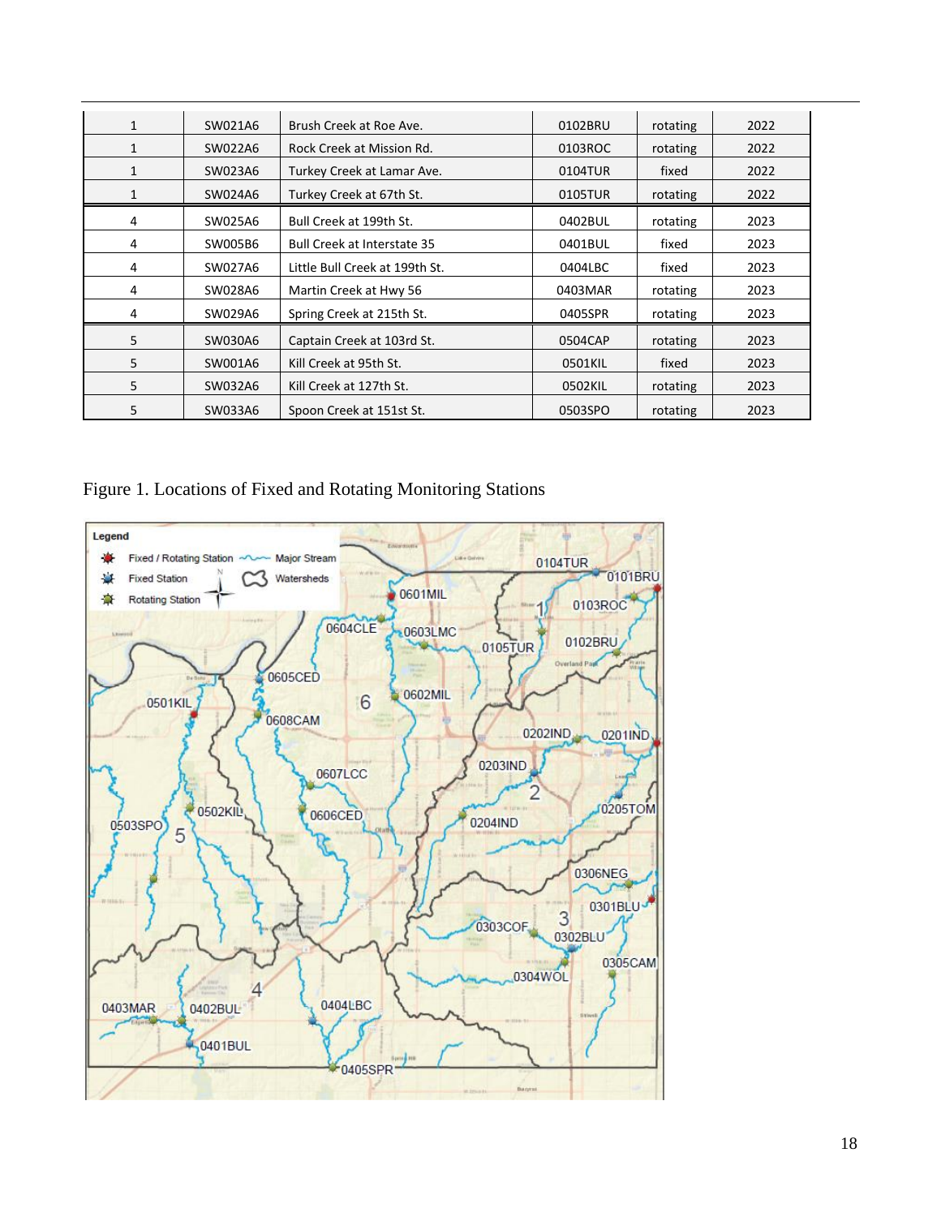| 1 | SW021A6 | Brush Creek at Roe Ave. | 0102BRU | rotating | 2022 |
|---|---|---|---|---|---|
| 1 | SW022A6 | Rock Creek at Mission Rd. | 0103ROC | rotating | 2022 |
| 1 | SW023A6 | Turkey Creek at Lamar Ave. | 0104TUR | fixed | 2022 |
| 1 | SW024A6 | Turkey Creek at 67th St. | 0105TUR | rotating | 2022 |
| 4 | SW025A6 | Bull Creek at 199th St. | 0402BUL | rotating | 2023 |
| 4 | SW005B6 | Bull Creek at Interstate 35 | 0401BUL | fixed | 2023 |
| 4 | SW027A6 | Little Bull Creek at 199th St. | 0404LBC | fixed | 2023 |
| 4 | SW028A6 | Martin Creek at Hwy 56 | 0403MAR | rotating | 2023 |
| 4 | SW029A6 | Spring Creek at 215th St. | 0405SPR | rotating | 2023 |
| 5 | SW030A6 | Captain Creek at 103rd St. | 0504CAP | rotating | 2023 |
| 5 | SW001A6 | Kill Creek at 95th St. | 0501KIL | fixed | 2023 |
| 5 | SW032A6 | Kill Creek at 127th St. | 0502KIL | rotating | 2023 |
| 5 | SW033A6 | Spoon Creek at 151st St. | 0503SPO | rotating | 2023 |

Figure 1. Locations of Fixed and Rotating Monitoring Stations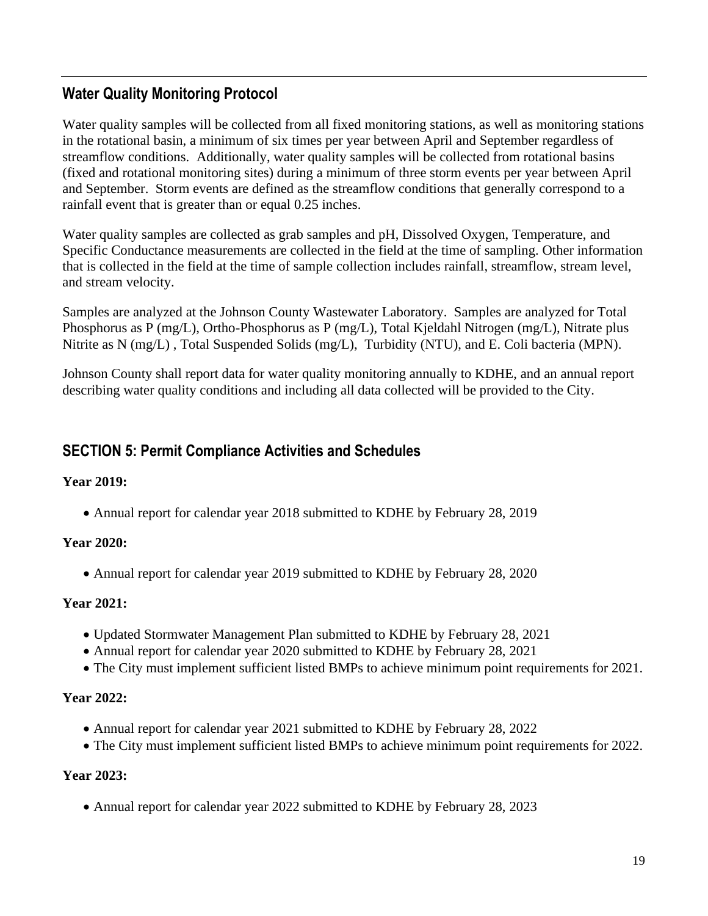## Water Quality Monitoring Protocol

Water quality samples will be collected from all fixed monitoring stations, as well as monitoring stations in the rotational basin, a minimum of six times per year between April and September regardless of streamflow conditions. Additionally, water quality samples will be collected from rotational basins (fixed and rotational monitoring sites) during a minimum of three storm events per year between April and September. Storm events are defined as the streamflow conditions that generally correspond to a rainfall event that is greater than or equal 0.25 inches.

Water quality samples are collected as grab samples and pH, Dissolved Oxygen, Temperature, and Specific Conductance measurements are collected in the field at the time of sampling. Other information that is collected in the field at the time of sample collection includes rainfall, streamflow, stream level, and stream velocity.

Samples are analyzed at the Johnson County Wastewater Laboratory. Samples are analyzed for Total Phosphorus as P (mg/L), Ortho-Phosphorus as P (mg/L), Total Kjeldahl Nitrogen (mg/L), Nitrate plus Nitrite as N (mg/L) , Total Suspended Solids (mg/L), Turbidity (NTU), and E. Coli bacteria (MPN).

Johnson County shall report data for water quality monitoring annually to KDHE, and an annual report describing water quality conditions and including all data collected will be provided to the City.

## SECTION 5: Permit Compliance Activities and Schedules

**Year 2019:**

- Annual report for calendar year 2018 submitted to KDHE by February 28, 2019

**Year 2020:**

- Annual report for calendar year 2019 submitted to KDHE by February 28, 2020

**Year 2021:**

- Updated Stormwater Management Plan submitted to KDHE by February 28, 2021
- Annual report for calendar year 2020 submitted to KDHE by February 28, 2021
- The City must implement sufficient listed BMPs to achieve minimum point requirements for 2021.

**Year 2022:**

- Annual report for calendar year 2021 submitted to KDHE by February 28, 2022
- The City must implement sufficient listed BMPs to achieve minimum point requirements for 2022.

**Year 2023:**

- Annual report for calendar year 2022 submitted to KDHE by February 28, 2023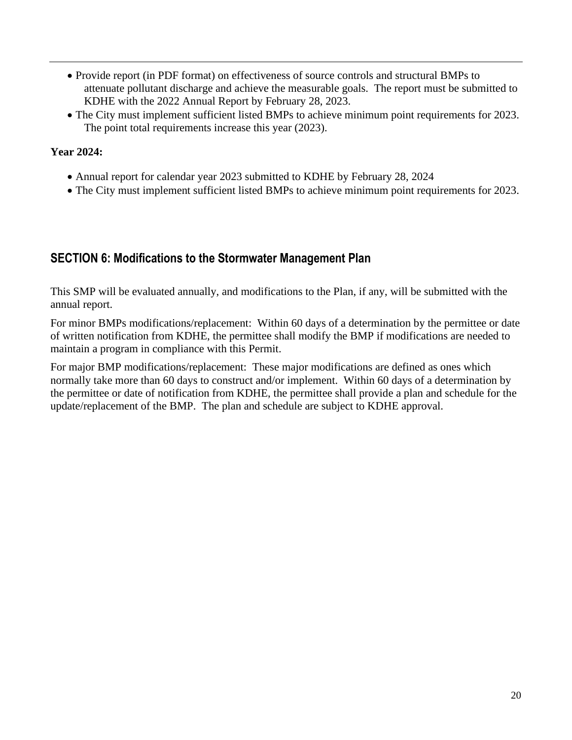- Provide report (in PDF format) on effectiveness of source controls and structural BMPs to attenuate pollutant discharge and achieve the measurable goals. The report must be submitted to KDHE with the 2022 Annual Report by February 28, 2023.
- The City must implement sufficient listed BMPs to achieve minimum point requirements for 2023. The point total requirements increase this year (2023).

**Year 2024:**

- Annual report for calendar year 2023 submitted to KDHE by February 28, 2024
- The City must implement sufficient listed BMPs to achieve minimum point requirements for 2023.

## SECTION 6: Modifications to the Stormwater Management Plan

This SMP will be evaluated annually, and modifications to the Plan, if any, will be submitted with the annual report.

For minor BMPs modifications/replacement: Within 60 days of a determination by the permittee or date of written notification from KDHE, the permittee shall modify the BMP if modifications are needed to maintain a program in compliance with this Permit.

For major BMP modifications/replacement: These major modifications are defined as ones which normally take more than 60 days to construct and/or implement. Within 60 days of a determination by the permittee or date of notification from KDHE, the permittee shall provide a plan and schedule for the update/replacement of the BMP. The plan and schedule are subject to KDHE approval.